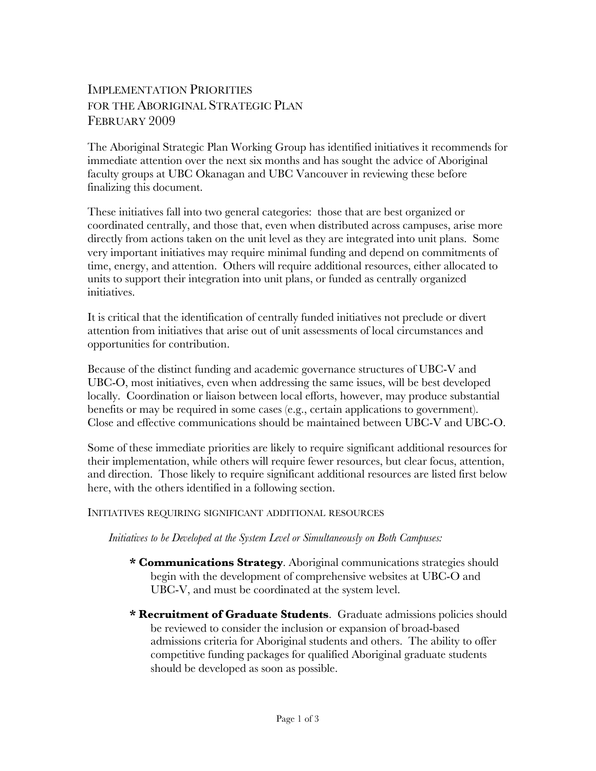# Implementation Priorities for the Aboriginal Strategic Plan February 2009

The Aboriginal Strategic Plan Working Group has identified initiatives it recommends for immediate attention over the next six months and has sought the advice of Aboriginal faculty groups at UBC Okanagan and UBC Vancouver in reviewing these before finalizing this document.

These initiatives fall into two general categories: those that are best organized or coordinated centrally, and those that, even when distributed across campuses, arise more directly from actions taken on the unit level as they are integrated into unit plans. Some very important initiatives may require minimal funding and depend on commitments of time, energy, and attention. Others will require additional resources, either allocated to units to support their integration into unit plans, or funded as centrally organized initiatives.

It is critical that the identification of centrally funded initiatives not preclude or divert attention from initiatives that arise out of unit assessments of local circumstances and opportunities for contribution.

Because of the distinct funding and academic governance structures of UBC-V and UBC-O, most initiatives, even when addressing the same issues, will be best developed locally. Coordination or liaison between local efforts, however, may produce substantial benefits or may be required in some cases (e.g., certain applications to government). Close and effective communications should be maintained between UBC-V and UBC-O.

Some of these immediate priorities are likely to require significant additional resources for their implementation, while others will require fewer resources, but clear focus, attention, and direction. Those likely to require significant additional resources are listed first below here, with the others identified in a following section.

## Initiatives requiring significant additional resources

*Initiatives to be Developed at the System Level or Simultaneously on Both Campuses:*

* **Communications Strategy**. Aboriginal communications strategies should begin with the development of comprehensive websites at UBC-O and UBC-V, and must be coordinated at the system level.

* **Recruitment of Graduate Students**. Graduate admissions policies should be reviewed to consider the inclusion or expansion of broad-based admissions criteria for Aboriginal students and others. The ability to offer competitive funding packages for qualified Aboriginal graduate students should be developed as soon as possible.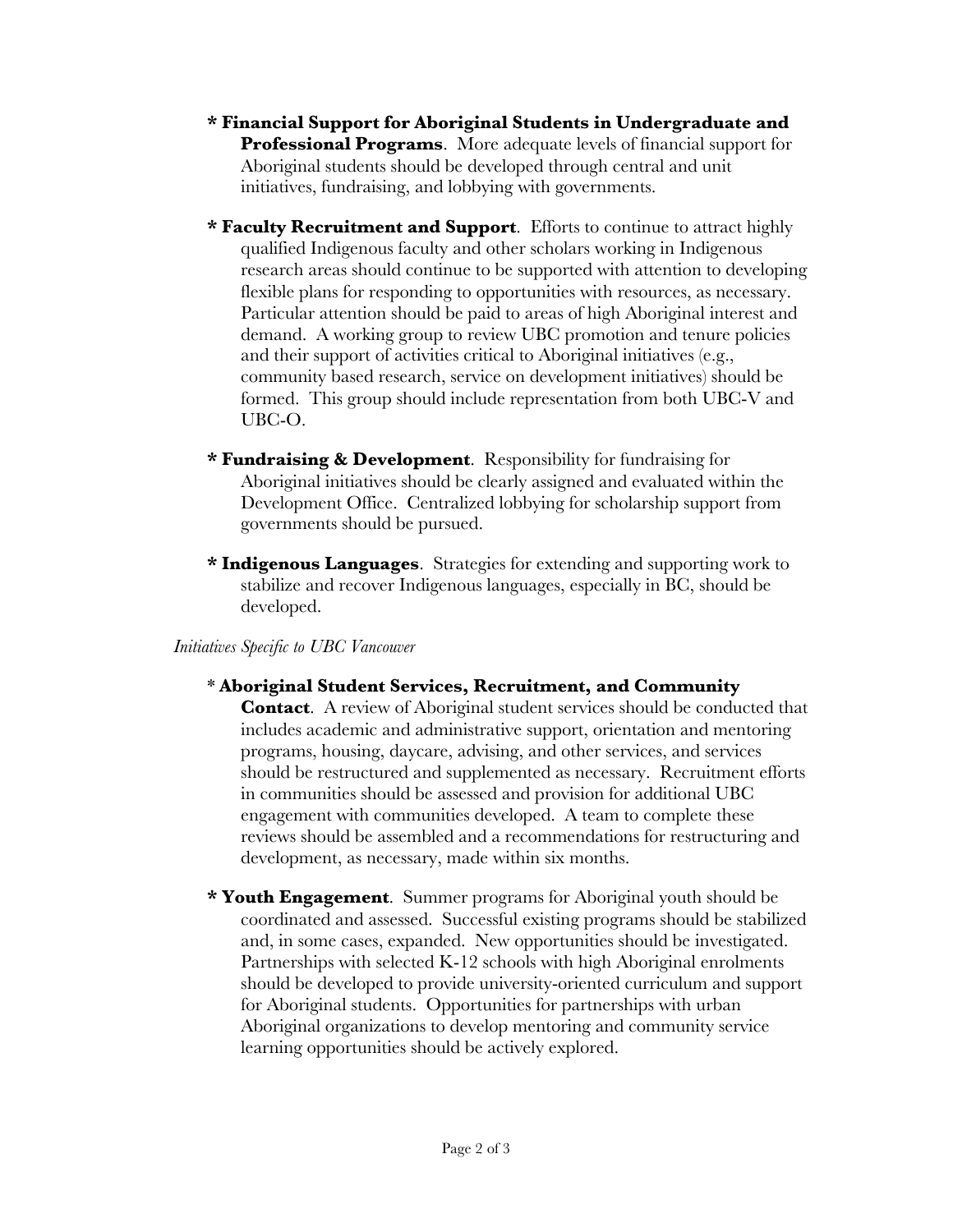* **Financial Support for Aboriginal Students in Undergraduate and Professional Programs**. More adequate levels of financial support for Aboriginal students should be developed through central and unit initiatives, fundraising, and lobbying with governments.

* **Faculty Recruitment and Support**. Efforts to continue to attract highly qualified Indigenous faculty and other scholars working in Indigenous research areas should continue to be supported with attention to developing flexible plans for responding to opportunities with resources, as necessary. Particular attention should be paid to areas of high Aboriginal interest and demand. A working group to review UBC promotion and tenure policies and their support of activities critical to Aboriginal initiatives (e.g., community based research, service on development initiatives) should be formed. This group should include representation from both UBC-V and UBC-O.

* **Fundraising & Development**. Responsibility for fundraising for Aboriginal initiatives should be clearly assigned and evaluated within the Development Office. Centralized lobbying for scholarship support from governments should be pursued.

* **Indigenous Languages**. Strategies for extending and supporting work to stabilize and recover Indigenous languages, especially in BC, should be developed.

*Initiatives Specific to UBC Vancouver*

* **Aboriginal Student Services, Recruitment, and Community Contact**. A review of Aboriginal student services should be conducted that includes academic and administrative support, orientation and mentoring programs, housing, daycare, advising, and other services, and services should be restructured and supplemented as necessary. Recruitment efforts in communities should be assessed and provision for additional UBC engagement with communities developed. A team to complete these reviews should be assembled and a recommendations for restructuring and development, as necessary, made within six months.

* **Youth Engagement**. Summer programs for Aboriginal youth should be coordinated and assessed. Successful existing programs should be stabilized and, in some cases, expanded. New opportunities should be investigated. Partnerships with selected K-12 schools with high Aboriginal enrolments should be developed to provide university-oriented curriculum and support for Aboriginal students. Opportunities for partnerships with urban Aboriginal organizations to develop mentoring and community service learning opportunities should be actively explored.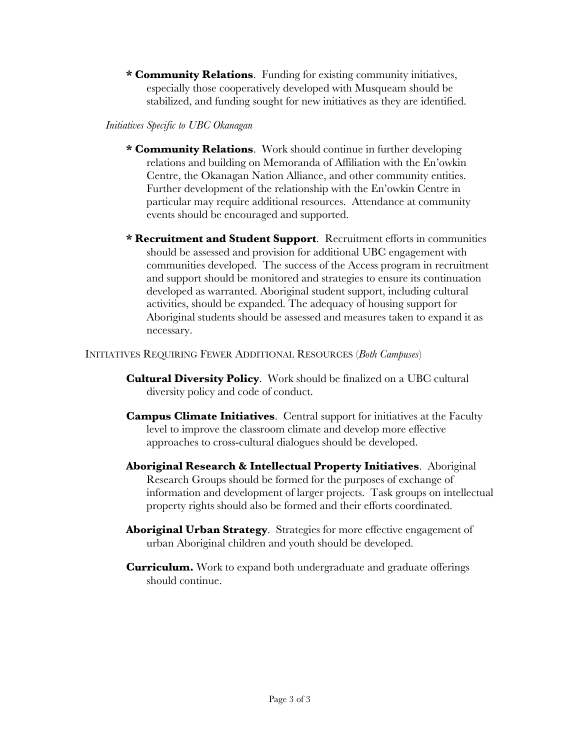**\* Community Relations**. Funding for existing community initiatives, especially those cooperatively developed with Musqueam should be stabilized, and funding sought for new initiatives as they are identified.

*Initiatives Specific to UBC Okanagan*

**\* Community Relations**. Work should continue in further developing relations and building on Memoranda of Affiliation with the En'owkin Centre, the Okanagan Nation Alliance, and other community entities. Further development of the relationship with the En'owkin Centre in particular may require additional resources. Attendance at community events should be encouraged and supported.

**\* Recruitment and Student Support**. Recruitment efforts in communities should be assessed and provision for additional UBC engagement with communities developed. The success of the Access program in recruitment and support should be monitored and strategies to ensure its continuation developed as warranted. Aboriginal student support, including cultural activities, should be expanded. The adequacy of housing support for Aboriginal students should be assessed and measures taken to expand it as necessary.

INITIATIVES REQUIRING FEWER ADDITIONAL RESOURCES (*Both Campuses*)

**Cultural Diversity Policy**. Work should be finalized on a UBC cultural diversity policy and code of conduct.

**Campus Climate Initiatives**. Central support for initiatives at the Faculty level to improve the classroom climate and develop more effective approaches to cross-cultural dialogues should be developed.

**Aboriginal Research & Intellectual Property Initiatives**. Aboriginal Research Groups should be formed for the purposes of exchange of information and development of larger projects. Task groups on intellectual property rights should also be formed and their efforts coordinated.

**Aboriginal Urban Strategy**. Strategies for more effective engagement of urban Aboriginal children and youth should be developed.

**Curriculum.** Work to expand both undergraduate and graduate offerings should continue.